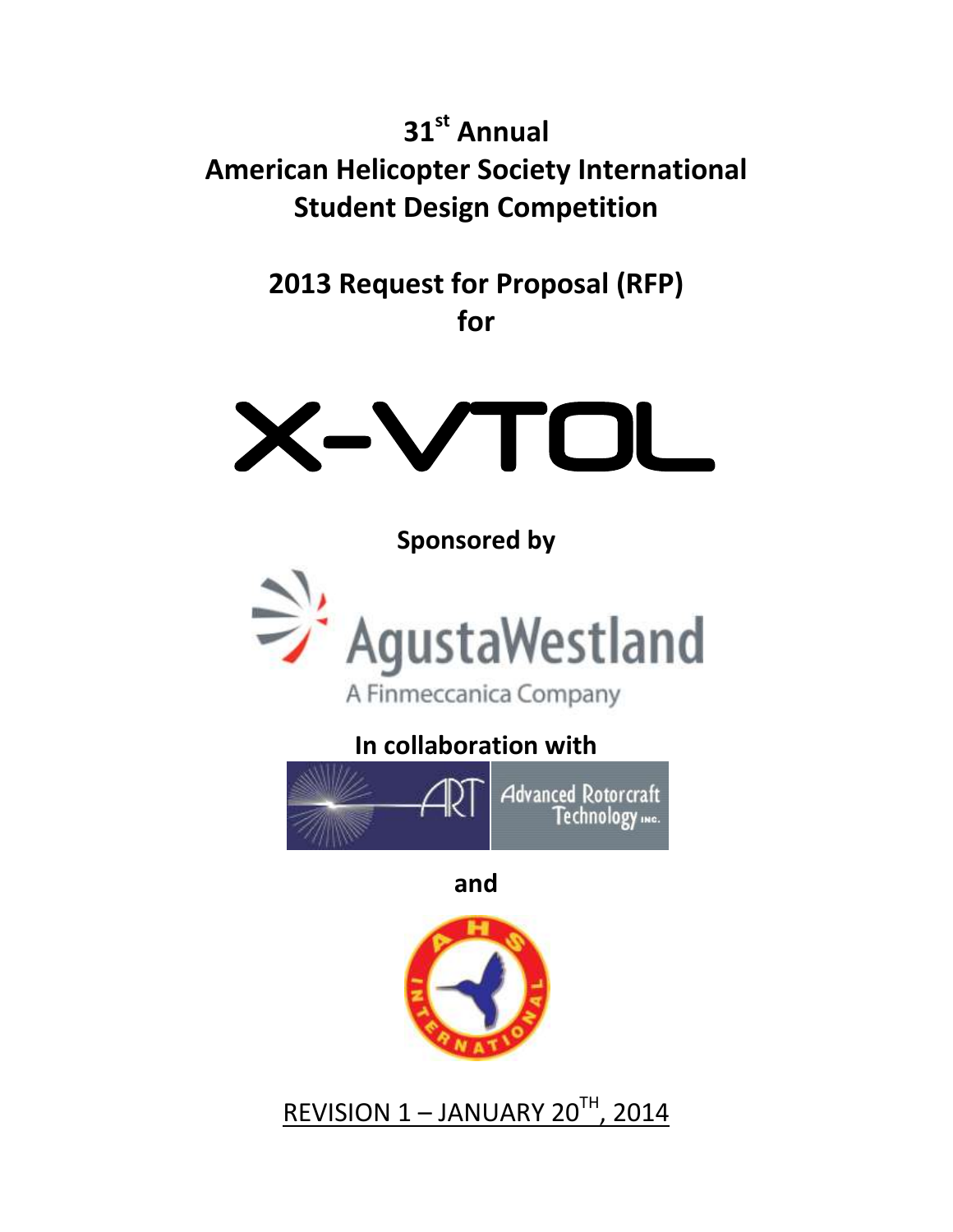# 31st Annual American Helicopter Society International Student Design Competition

## 2013 Request for Proposal (RFP) for

# X-VTOL

**Sponsored by**

AgustaWestland

A Finmeccanica Company

**In collaboration with**

ART Advanced Rotorcraft Technology INC.

**and**

AHS INTERNATIONAL

REVISION 1 – JANUARY 20TH, 2014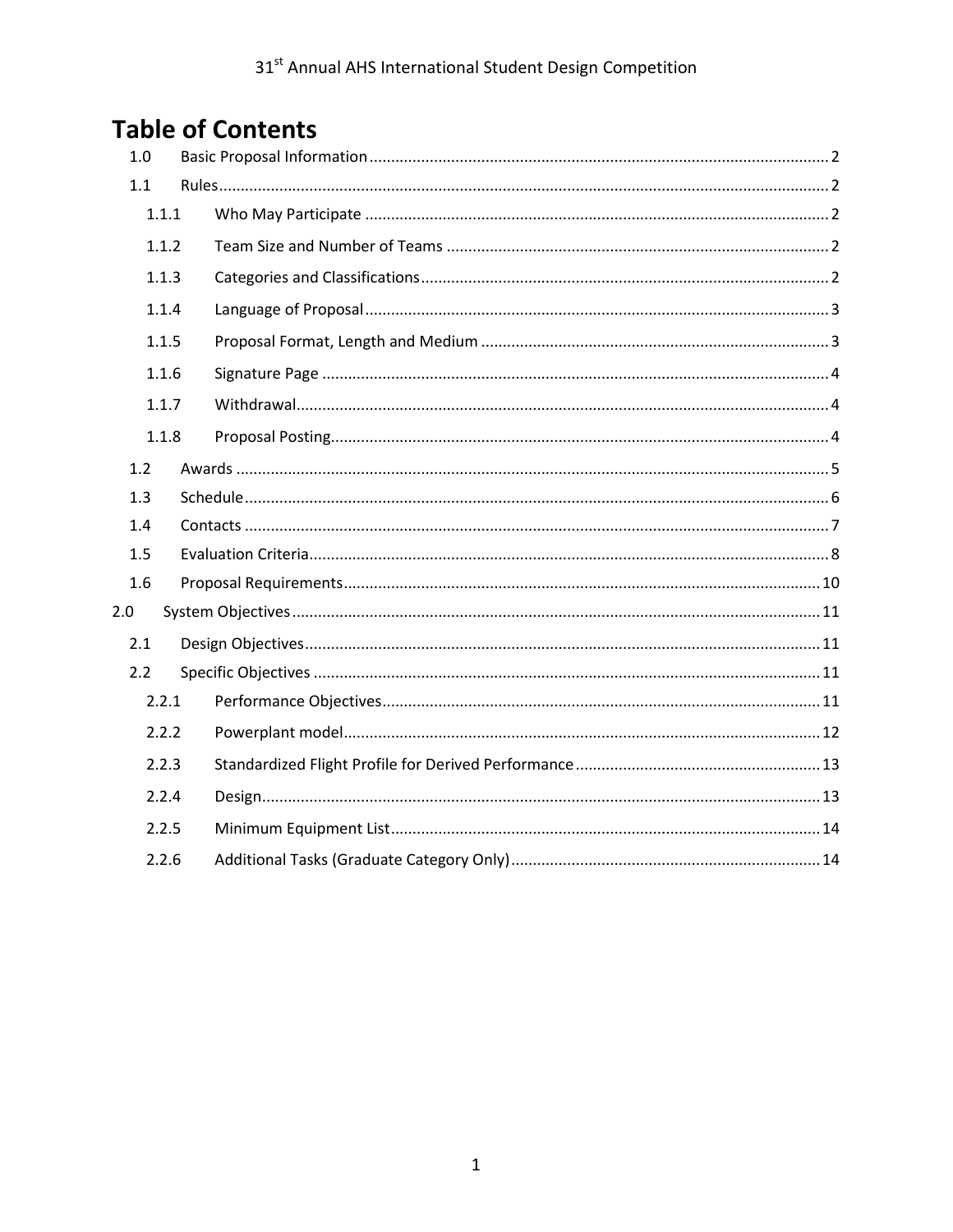# Table of Contents

- 1.0 Basic Proposal Information ..... 2
- 1.1 Rules ..... 2
  - 1.1.1 Who May Participate ..... 2
  - 1.1.2 Team Size and Number of Teams ..... 2
  - 1.1.3 Categories and Classifications ..... 2
  - 1.1.4 Language of Proposal ..... 3
  - 1.1.5 Proposal Format, Length and Medium ..... 3
  - 1.1.6 Signature Page ..... 4
  - 1.1.7 Withdrawal ..... 4
  - 1.1.8 Proposal Posting ..... 4
- 1.2 Awards ..... 5
- 1.3 Schedule ..... 6
- 1.4 Contacts ..... 7
- 1.5 Evaluation Criteria ..... 8
- 1.6 Proposal Requirements ..... 10
- 2.0 System Objectives ..... 11
- 2.1 Design Objectives ..... 11
- 2.2 Specific Objectives ..... 11
  - 2.2.1 Performance Objectives ..... 11
  - 2.2.2 Powerplant model ..... 12
  - 2.2.3 Standardized Flight Profile for Derived Performance ..... 13
  - 2.2.4 Design ..... 13
  - 2.2.5 Minimum Equipment List ..... 14
  - 2.2.6 Additional Tasks (Graduate Category Only) ..... 14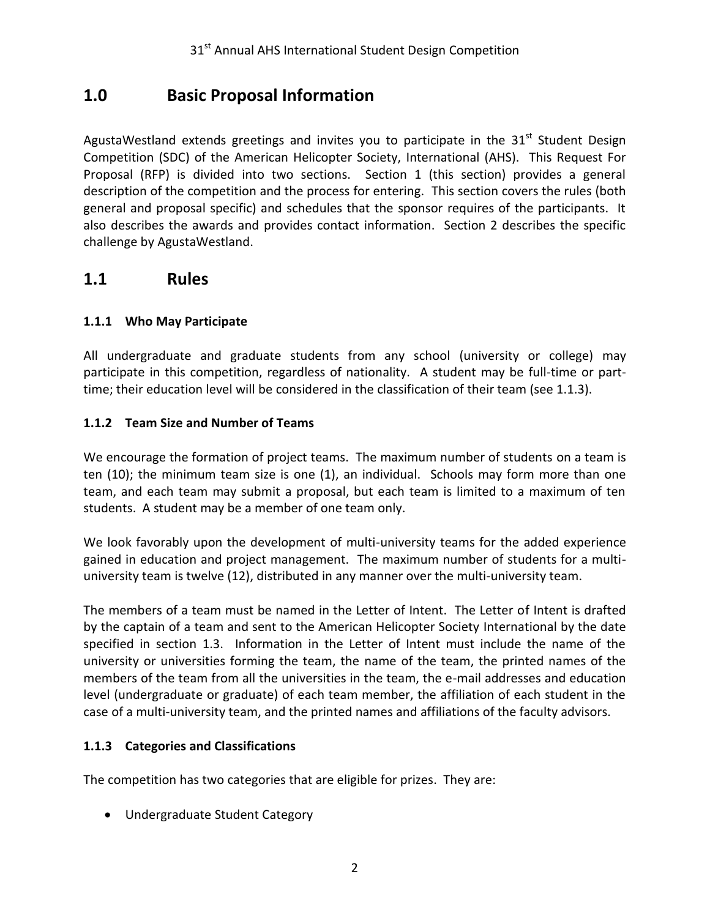## 1.0 Basic Proposal Information

AgustaWestland extends greetings and invites you to participate in the 31st Student Design Competition (SDC) of the American Helicopter Society, International (AHS). This Request For Proposal (RFP) is divided into two sections. Section 1 (this section) provides a general description of the competition and the process for entering. This section covers the rules (both general and proposal specific) and schedules that the sponsor requires of the participants. It also describes the awards and provides contact information. Section 2 describes the specific challenge by AgustaWestland.

## 1.1 Rules

### 1.1.1 Who May Participate

All undergraduate and graduate students from any school (university or college) may participate in this competition, regardless of nationality. A student may be full-time or part-time; their education level will be considered in the classification of their team (see 1.1.3).

### 1.1.2 Team Size and Number of Teams

We encourage the formation of project teams. The maximum number of students on a team is ten (10); the minimum team size is one (1), an individual. Schools may form more than one team, and each team may submit a proposal, but each team is limited to a maximum of ten students. A student may be a member of one team only.

We look favorably upon the development of multi-university teams for the added experience gained in education and project management. The maximum number of students for a multi-university team is twelve (12), distributed in any manner over the multi-university team.

The members of a team must be named in the Letter of Intent. The Letter of Intent is drafted by the captain of a team and sent to the American Helicopter Society International by the date specified in section 1.3. Information in the Letter of Intent must include the name of the university or universities forming the team, the name of the team, the printed names of the members of the team from all the universities in the team, the e-mail addresses and education level (undergraduate or graduate) of each team member, the affiliation of each student in the case of a multi-university team, and the printed names and affiliations of the faculty advisors.

### 1.1.3 Categories and Classifications

The competition has two categories that are eligible for prizes. They are:

- Undergraduate Student Category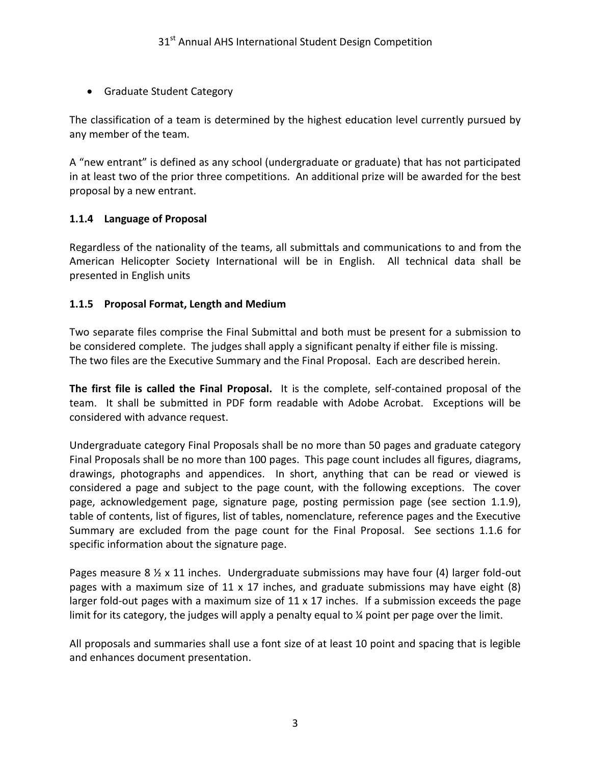- Graduate Student Category

The classification of a team is determined by the highest education level currently pursued by any member of the team.

A "new entrant" is defined as any school (undergraduate or graduate) that has not participated in at least two of the prior three competitions. An additional prize will be awarded for the best proposal by a new entrant.

### 1.1.4 Language of Proposal

Regardless of the nationality of the teams, all submittals and communications to and from the American Helicopter Society International will be in English. All technical data shall be presented in English units

### 1.1.5 Proposal Format, Length and Medium

Two separate files comprise the Final Submittal and both must be present for a submission to be considered complete. The judges shall apply a significant penalty if either file is missing. The two files are the Executive Summary and the Final Proposal. Each are described herein.

**The first file is called the Final Proposal.** It is the complete, self-contained proposal of the team. It shall be submitted in PDF form readable with Adobe Acrobat. Exceptions will be considered with advance request.

Undergraduate category Final Proposals shall be no more than 50 pages and graduate category Final Proposals shall be no more than 100 pages. This page count includes all figures, diagrams, drawings, photographs and appendices. In short, anything that can be read or viewed is considered a page and subject to the page count, with the following exceptions. The cover page, acknowledgement page, signature page, posting permission page (see section 1.1.9), table of contents, list of figures, list of tables, nomenclature, reference pages and the Executive Summary are excluded from the page count for the Final Proposal. See sections 1.1.6 for specific information about the signature page.

Pages measure 8 ½ x 11 inches. Undergraduate submissions may have four (4) larger fold-out pages with a maximum size of 11 x 17 inches, and graduate submissions may have eight (8) larger fold-out pages with a maximum size of 11 x 17 inches. If a submission exceeds the page limit for its category, the judges will apply a penalty equal to ¼ point per page over the limit.

All proposals and summaries shall use a font size of at least 10 point and spacing that is legible and enhances document presentation.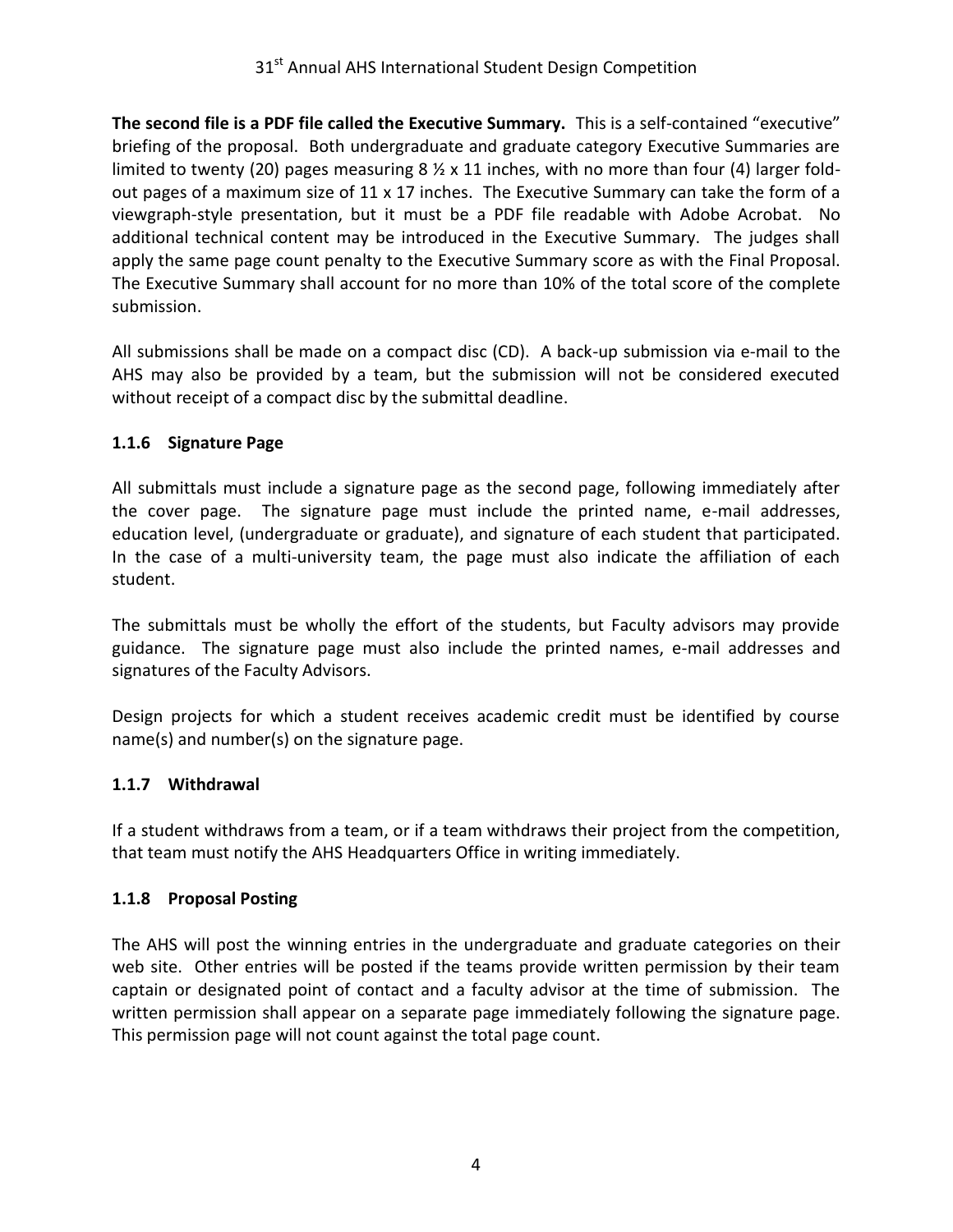**The second file is a PDF file called the Executive Summary.** This is a self-contained "executive" briefing of the proposal. Both undergraduate and graduate category Executive Summaries are limited to twenty (20) pages measuring 8 ½ x 11 inches, with no more than four (4) larger fold-out pages of a maximum size of 11 x 17 inches. The Executive Summary can take the form of a viewgraph-style presentation, but it must be a PDF file readable with Adobe Acrobat. No additional technical content may be introduced in the Executive Summary. The judges shall apply the same page count penalty to the Executive Summary score as with the Final Proposal. The Executive Summary shall account for no more than 10% of the total score of the complete submission.

All submissions shall be made on a compact disc (CD). A back-up submission via e-mail to the AHS may also be provided by a team, but the submission will not be considered executed without receipt of a compact disc by the submittal deadline.

### 1.1.6 Signature Page

All submittals must include a signature page as the second page, following immediately after the cover page. The signature page must include the printed name, e-mail addresses, education level, (undergraduate or graduate), and signature of each student that participated. In the case of a multi-university team, the page must also indicate the affiliation of each student.

The submittals must be wholly the effort of the students, but Faculty advisors may provide guidance. The signature page must also include the printed names, e-mail addresses and signatures of the Faculty Advisors.

Design projects for which a student receives academic credit must be identified by course name(s) and number(s) on the signature page.

### 1.1.7 Withdrawal

If a student withdraws from a team, or if a team withdraws their project from the competition, that team must notify the AHS Headquarters Office in writing immediately.

### 1.1.8 Proposal Posting

The AHS will post the winning entries in the undergraduate and graduate categories on their web site. Other entries will be posted if the teams provide written permission by their team captain or designated point of contact and a faculty advisor at the time of submission. The written permission shall appear on a separate page immediately following the signature page. This permission page will not count against the total page count.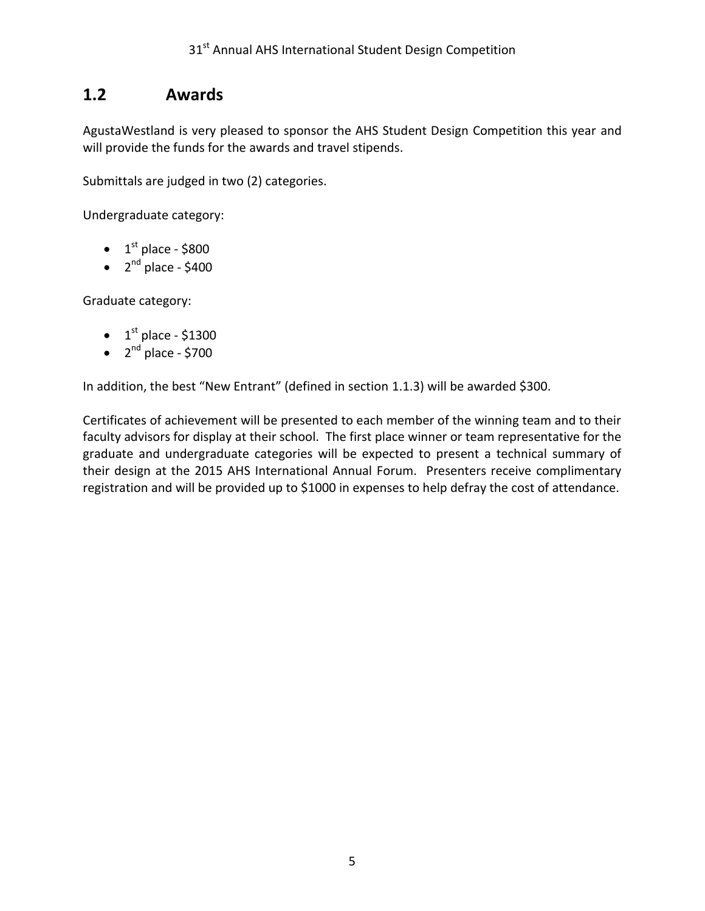## 1.2 Awards

AgustaWestland is very pleased to sponsor the AHS Student Design Competition this year and will provide the funds for the awards and travel stipends.

Submittals are judged in two (2) categories.

Undergraduate category:

- 1st place - $800
- 2nd place - $400

Graduate category:

- 1st place - $1300
- 2nd place - $700

In addition, the best "New Entrant" (defined in section 1.1.3) will be awarded $300.

Certificates of achievement will be presented to each member of the winning team and to their faculty advisors for display at their school. The first place winner or team representative for the graduate and undergraduate categories will be expected to present a technical summary of their design at the 2015 AHS International Annual Forum. Presenters receive complimentary registration and will be provided up to $1000 in expenses to help defray the cost of attendance.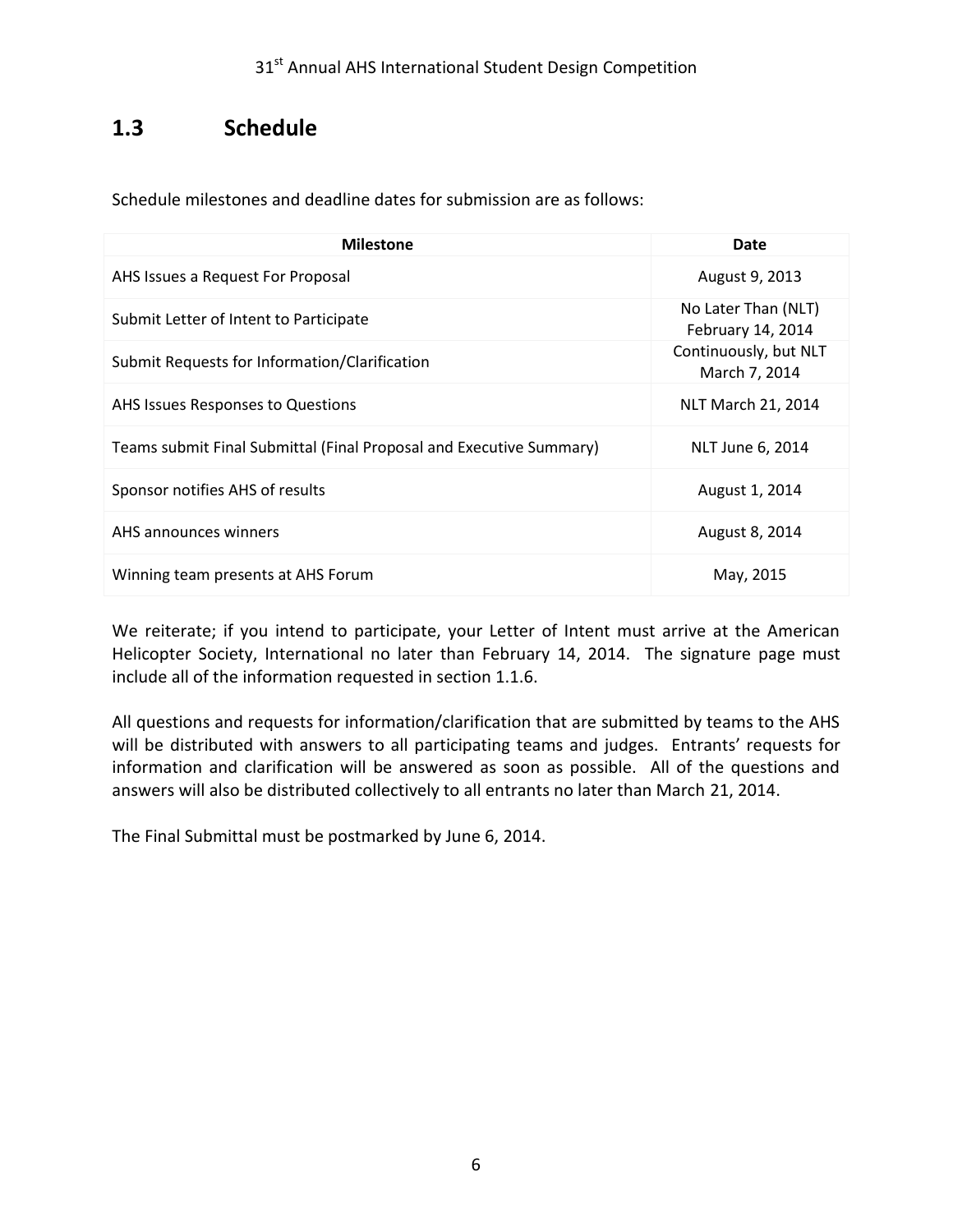## 1.3 Schedule

Schedule milestones and deadline dates for submission are as follows:

| Milestone | Date |
| --- | --- |
| AHS Issues a Request For Proposal | August 9, 2013 |
| Submit Letter of Intent to Participate | No Later Than (NLT) February 14, 2014 |
| Submit Requests for Information/Clarification | Continuously, but NLT March 7, 2014 |
| AHS Issues Responses to Questions | NLT March 21, 2014 |
| Teams submit Final Submittal (Final Proposal and Executive Summary) | NLT June 6, 2014 |
| Sponsor notifies AHS of results | August 1, 2014 |
| AHS announces winners | August 8, 2014 |
| Winning team presents at AHS Forum | May, 2015 |

We reiterate; if you intend to participate, your Letter of Intent must arrive at the American Helicopter Society, International no later than February 14, 2014. The signature page must include all of the information requested in section 1.1.6.

All questions and requests for information/clarification that are submitted by teams to the AHS will be distributed with answers to all participating teams and judges. Entrants' requests for information and clarification will be answered as soon as possible. All of the questions and answers will also be distributed collectively to all entrants no later than March 21, 2014.

The Final Submittal must be postmarked by June 6, 2014.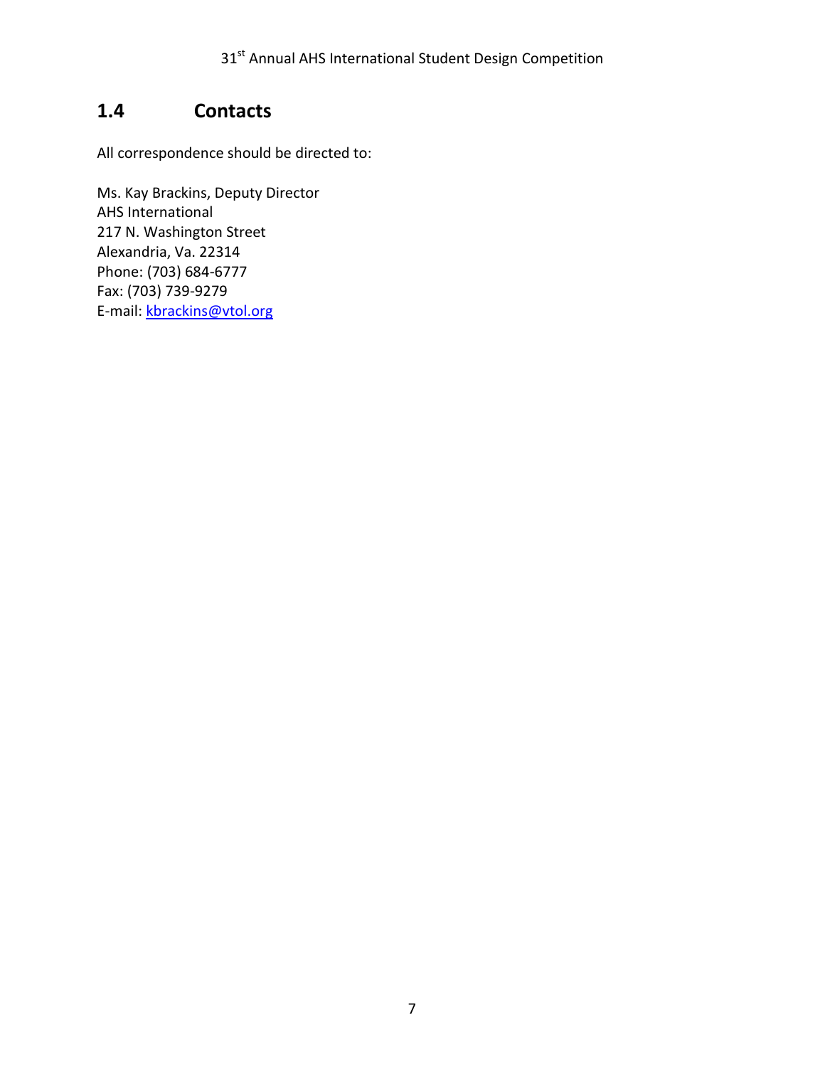## 1.4 Contacts

All correspondence should be directed to:

Ms. Kay Brackins, Deputy Director  
AHS International  
217 N. Washington Street  
Alexandria, Va. 22314  
Phone: (703) 684-6777  
Fax: (703) 739-9279  
E-mail: kbrackins@vtol.org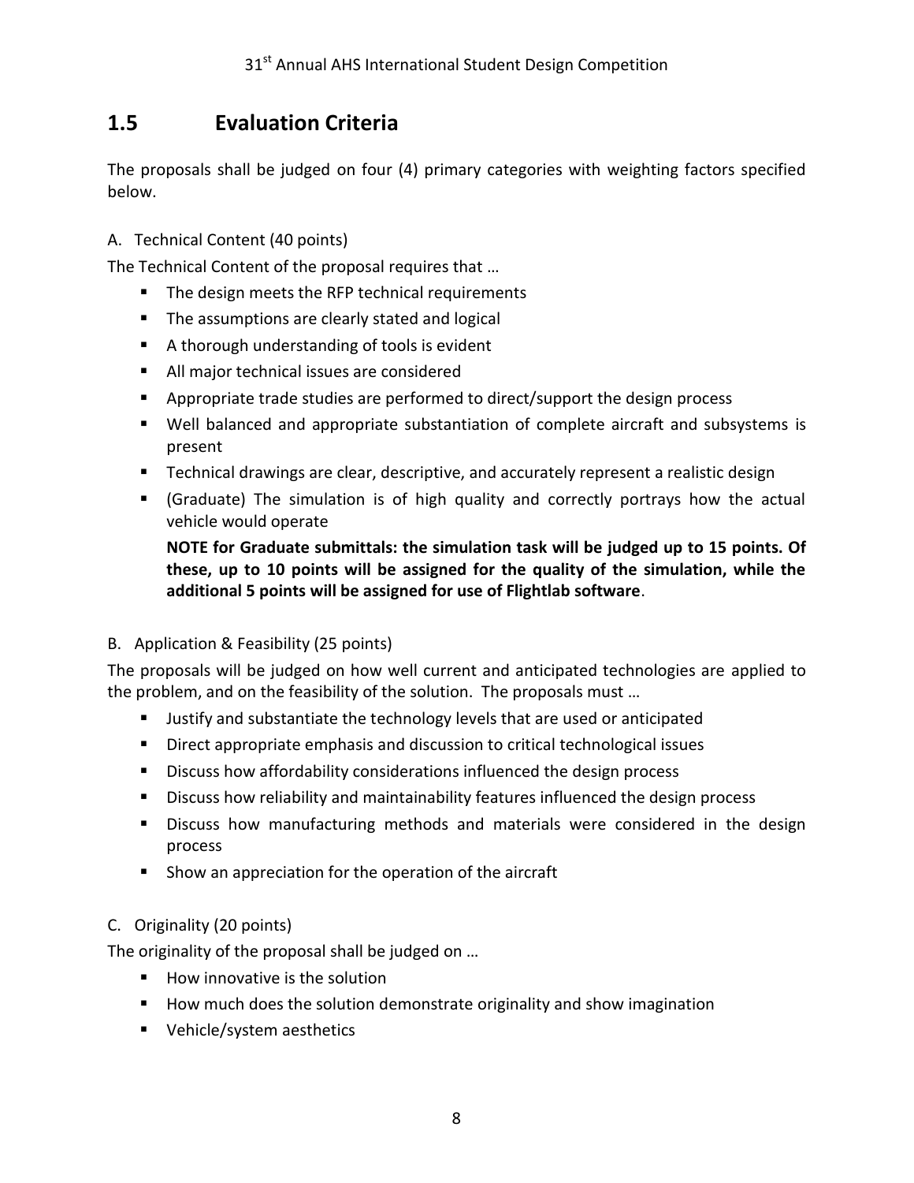## 1.5 Evaluation Criteria

The proposals shall be judged on four (4) primary categories with weighting factors specified below.

A. Technical Content (40 points)

The Technical Content of the proposal requires that …

- The design meets the RFP technical requirements
- The assumptions are clearly stated and logical
- A thorough understanding of tools is evident
- All major technical issues are considered
- Appropriate trade studies are performed to direct/support the design process
- Well balanced and appropriate substantiation of complete aircraft and subsystems is present
- Technical drawings are clear, descriptive, and accurately represent a realistic design
- (Graduate) The simulation is of high quality and correctly portrays how the actual vehicle would operate

  **NOTE for Graduate submittals: the simulation task will be judged up to 15 points. Of these, up to 10 points will be assigned for the quality of the simulation, while the additional 5 points will be assigned for use of Flightlab software**.

B. Application & Feasibility (25 points)

The proposals will be judged on how well current and anticipated technologies are applied to the problem, and on the feasibility of the solution. The proposals must …

- Justify and substantiate the technology levels that are used or anticipated
- Direct appropriate emphasis and discussion to critical technological issues
- Discuss how affordability considerations influenced the design process
- Discuss how reliability and maintainability features influenced the design process
- Discuss how manufacturing methods and materials were considered in the design process
- Show an appreciation for the operation of the aircraft

C. Originality (20 points)

The originality of the proposal shall be judged on …

- How innovative is the solution
- How much does the solution demonstrate originality and show imagination
- Vehicle/system aesthetics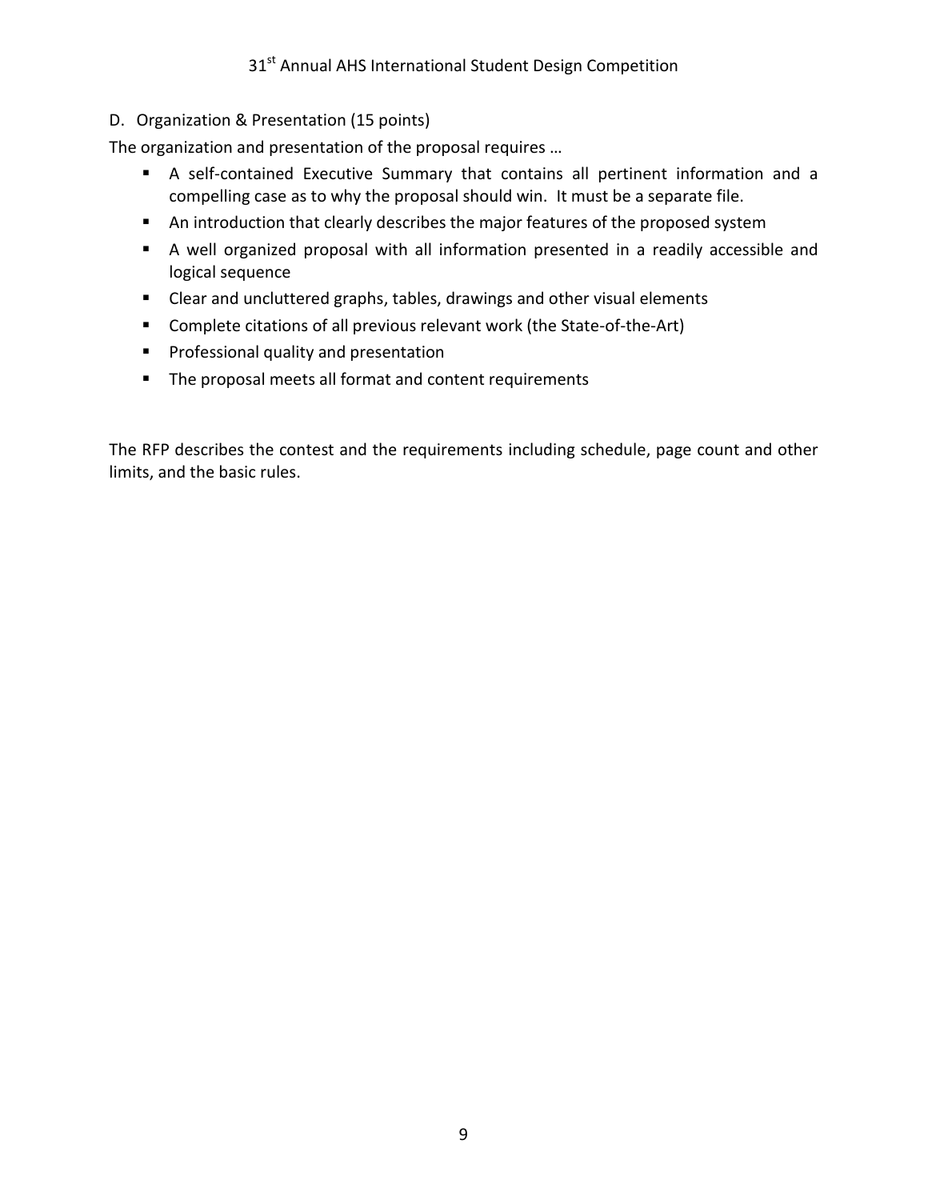D. Organization & Presentation (15 points)

The organization and presentation of the proposal requires …

- A self-contained Executive Summary that contains all pertinent information and a compelling case as to why the proposal should win. It must be a separate file.
- An introduction that clearly describes the major features of the proposed system
- A well organized proposal with all information presented in a readily accessible and logical sequence
- Clear and uncluttered graphs, tables, drawings and other visual elements
- Complete citations of all previous relevant work (the State-of-the-Art)
- Professional quality and presentation
- The proposal meets all format and content requirements

The RFP describes the contest and the requirements including schedule, page count and other limits, and the basic rules.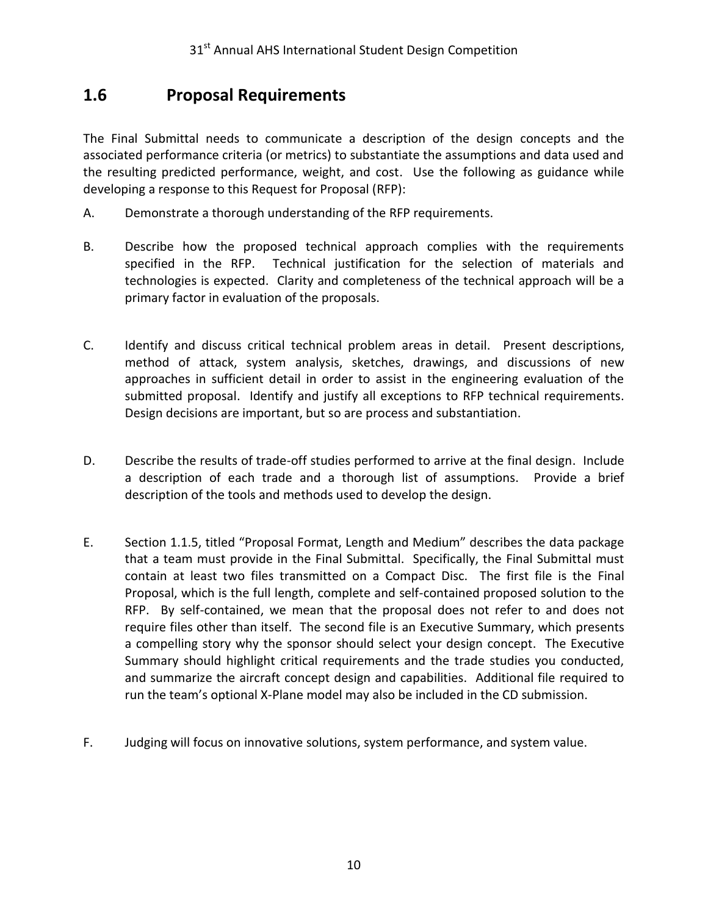## 1.6 Proposal Requirements

The Final Submittal needs to communicate a description of the design concepts and the associated performance criteria (or metrics) to substantiate the assumptions and data used and the resulting predicted performance, weight, and cost. Use the following as guidance while developing a response to this Request for Proposal (RFP):

A. Demonstrate a thorough understanding of the RFP requirements.

B. Describe how the proposed technical approach complies with the requirements specified in the RFP. Technical justification for the selection of materials and technologies is expected. Clarity and completeness of the technical approach will be a primary factor in evaluation of the proposals.

C. Identify and discuss critical technical problem areas in detail. Present descriptions, method of attack, system analysis, sketches, drawings, and discussions of new approaches in sufficient detail in order to assist in the engineering evaluation of the submitted proposal. Identify and justify all exceptions to RFP technical requirements. Design decisions are important, but so are process and substantiation.

D. Describe the results of trade-off studies performed to arrive at the final design. Include a description of each trade and a thorough list of assumptions. Provide a brief description of the tools and methods used to develop the design.

E. Section 1.1.5, titled "Proposal Format, Length and Medium" describes the data package that a team must provide in the Final Submittal. Specifically, the Final Submittal must contain at least two files transmitted on a Compact Disc. The first file is the Final Proposal, which is the full length, complete and self-contained proposed solution to the RFP. By self-contained, we mean that the proposal does not refer to and does not require files other than itself. The second file is an Executive Summary, which presents a compelling story why the sponsor should select your design concept. The Executive Summary should highlight critical requirements and the trade studies you conducted, and summarize the aircraft concept design and capabilities. Additional file required to run the team's optional X-Plane model may also be included in the CD submission.

F. Judging will focus on innovative solutions, system performance, and system value.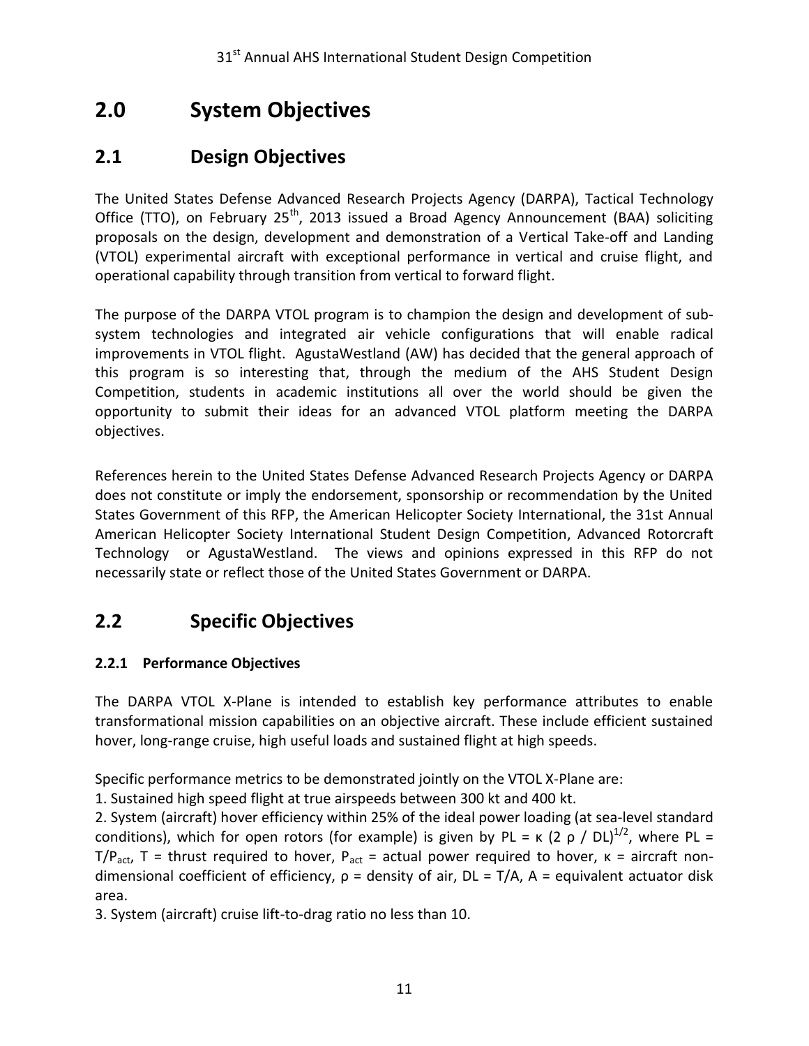# 2.0 System Objectives

## 2.1 Design Objectives

The United States Defense Advanced Research Projects Agency (DARPA), Tactical Technology Office (TTO), on February 25th, 2013 issued a Broad Agency Announcement (BAA) soliciting proposals on the design, development and demonstration of a Vertical Take-off and Landing (VTOL) experimental aircraft with exceptional performance in vertical and cruise flight, and operational capability through transition from vertical to forward flight.

The purpose of the DARPA VTOL program is to champion the design and development of sub-system technologies and integrated air vehicle configurations that will enable radical improvements in VTOL flight. AgustaWestland (AW) has decided that the general approach of this program is so interesting that, through the medium of the AHS Student Design Competition, students in academic institutions all over the world should be given the opportunity to submit their ideas for an advanced VTOL platform meeting the DARPA objectives.

References herein to the United States Defense Advanced Research Projects Agency or DARPA does not constitute or imply the endorsement, sponsorship or recommendation by the United States Government of this RFP, the American Helicopter Society International, the 31st Annual American Helicopter Society International Student Design Competition, Advanced Rotorcraft Technology or AgustaWestland. The views and opinions expressed in this RFP do not necessarily state or reflect those of the United States Government or DARPA.

## 2.2 Specific Objectives

### 2.2.1 Performance Objectives

The DARPA VTOL X-Plane is intended to establish key performance attributes to enable transformational mission capabilities on an objective aircraft. These include efficient sustained hover, long-range cruise, high useful loads and sustained flight at high speeds.

Specific performance metrics to be demonstrated jointly on the VTOL X-Plane are:

1. Sustained high speed flight at true airspeeds between 300 kt and 400 kt.
2. System (aircraft) hover efficiency within 25% of the ideal power loading (at sea-level standard conditions), which for open rotors (for example) is given by $PL = \kappa \, (2 \, \rho \, / \, DL)^{1/2}$, where $PL = T/P_{act}$, $T$ = thrust required to hover, $P_{act}$ = actual power required to hover, $\kappa$ = aircraft non-dimensional coefficient of efficiency, $\rho$ = density of air, $DL = T/A$, $A$ = equivalent actuator disk area.
3. System (aircraft) cruise lift-to-drag ratio no less than 10.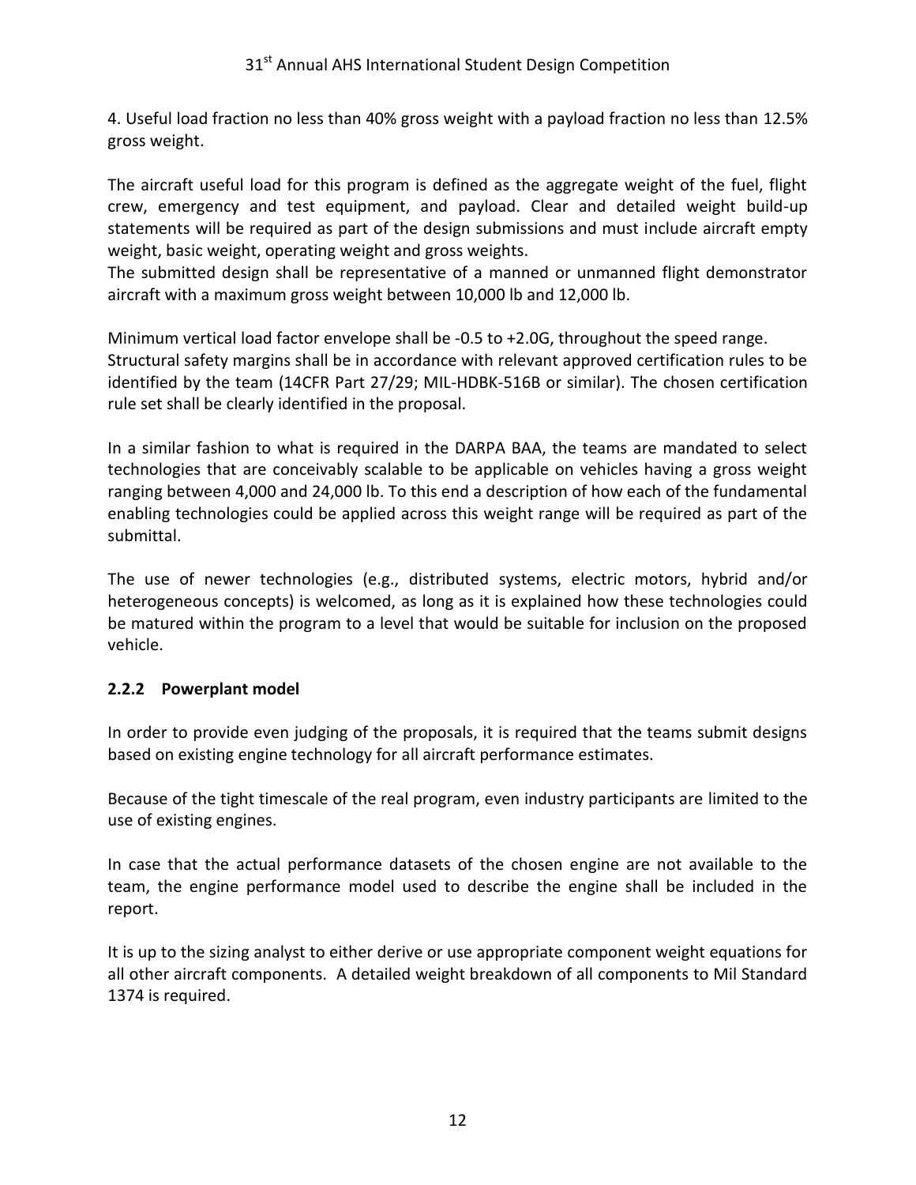4. Useful load fraction no less than 40% gross weight with a payload fraction no less than 12.5% gross weight.

The aircraft useful load for this program is defined as the aggregate weight of the fuel, flight crew, emergency and test equipment, and payload. Clear and detailed weight build-up statements will be required as part of the design submissions and must include aircraft empty weight, basic weight, operating weight and gross weights.
The submitted design shall be representative of a manned or unmanned flight demonstrator aircraft with a maximum gross weight between 10,000 lb and 12,000 lb.

Minimum vertical load factor envelope shall be -0.5 to +2.0G, throughout the speed range.
Structural safety margins shall be in accordance with relevant approved certification rules to be identified by the team (14CFR Part 27/29; MIL-HDBK-516B or similar). The chosen certification rule set shall be clearly identified in the proposal.

In a similar fashion to what is required in the DARPA BAA, the teams are mandated to select technologies that are conceivably scalable to be applicable on vehicles having a gross weight ranging between 4,000 and 24,000 lb. To this end a description of how each of the fundamental enabling technologies could be applied across this weight range will be required as part of the submittal.

The use of newer technologies (e.g., distributed systems, electric motors, hybrid and/or heterogeneous concepts) is welcomed, as long as it is explained how these technologies could be matured within the program to a level that would be suitable for inclusion on the proposed vehicle.

### 2.2.2 Powerplant model

In order to provide even judging of the proposals, it is required that the teams submit designs based on existing engine technology for all aircraft performance estimates.

Because of the tight timescale of the real program, even industry participants are limited to the use of existing engines.

In case that the actual performance datasets of the chosen engine are not available to the team, the engine performance model used to describe the engine shall be included in the report.

It is up to the sizing analyst to either derive or use appropriate component weight equations for all other aircraft components. A detailed weight breakdown of all components to Mil Standard 1374 is required.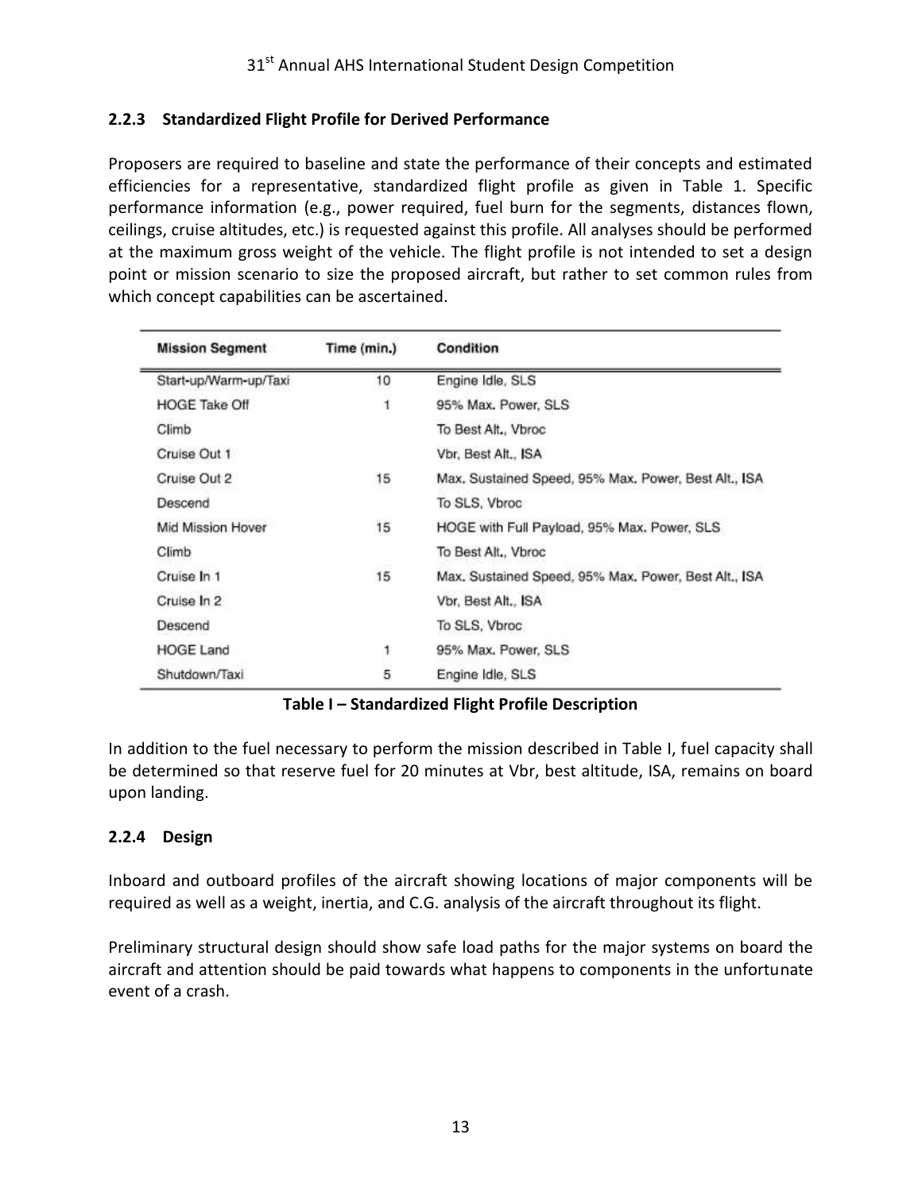### 2.2.3 Standardized Flight Profile for Derived Performance

Proposers are required to baseline and state the performance of their concepts and estimated efficiencies for a representative, standardized flight profile as given in Table 1. Specific performance information (e.g., power required, fuel burn for the segments, distances flown, ceilings, cruise altitudes, etc.) is requested against this profile. All analyses should be performed at the maximum gross weight of the vehicle. The flight profile is not intended to set a design point or mission scenario to size the proposed aircraft, but rather to set common rules from which concept capabilities can be ascertained.

| Mission Segment | Time (min.) | Condition |
|---|---|---|
| Start-up/Warm-up/Taxi | 10 | Engine Idle, SLS |
| HOGE Take Off | 1 | 95% Max. Power, SLS |
| Climb | | To Best Alt., Vbroc |
| Cruise Out 1 | | Vbr, Best Alt., ISA |
| Cruise Out 2 | 15 | Max. Sustained Speed, 95% Max. Power, Best Alt., ISA |
| Descend | | To SLS, Vbroc |
| Mid Mission Hover | 15 | HOGE with Full Payload, 95% Max. Power, SLS |
| Climb | | To Best Alt., Vbroc |
| Cruise In 1 | 15 | Max. Sustained Speed, 95% Max. Power, Best Alt., ISA |
| Cruise In 2 | | Vbr, Best Alt., ISA |
| Descend | | To SLS, Vbroc |
| HOGE Land | 1 | 95% Max. Power, SLS |
| Shutdown/Taxi | 5 | Engine Idle, SLS |

**Table I – Standardized Flight Profile Description**

In addition to the fuel necessary to perform the mission described in Table I, fuel capacity shall be determined so that reserve fuel for 20 minutes at Vbr, best altitude, ISA, remains on board upon landing.

### 2.2.4 Design

Inboard and outboard profiles of the aircraft showing locations of major components will be required as well as a weight, inertia, and C.G. analysis of the aircraft throughout its flight.

Preliminary structural design should show safe load paths for the major systems on board the aircraft and attention should be paid towards what happens to components in the unfortunate event of a crash.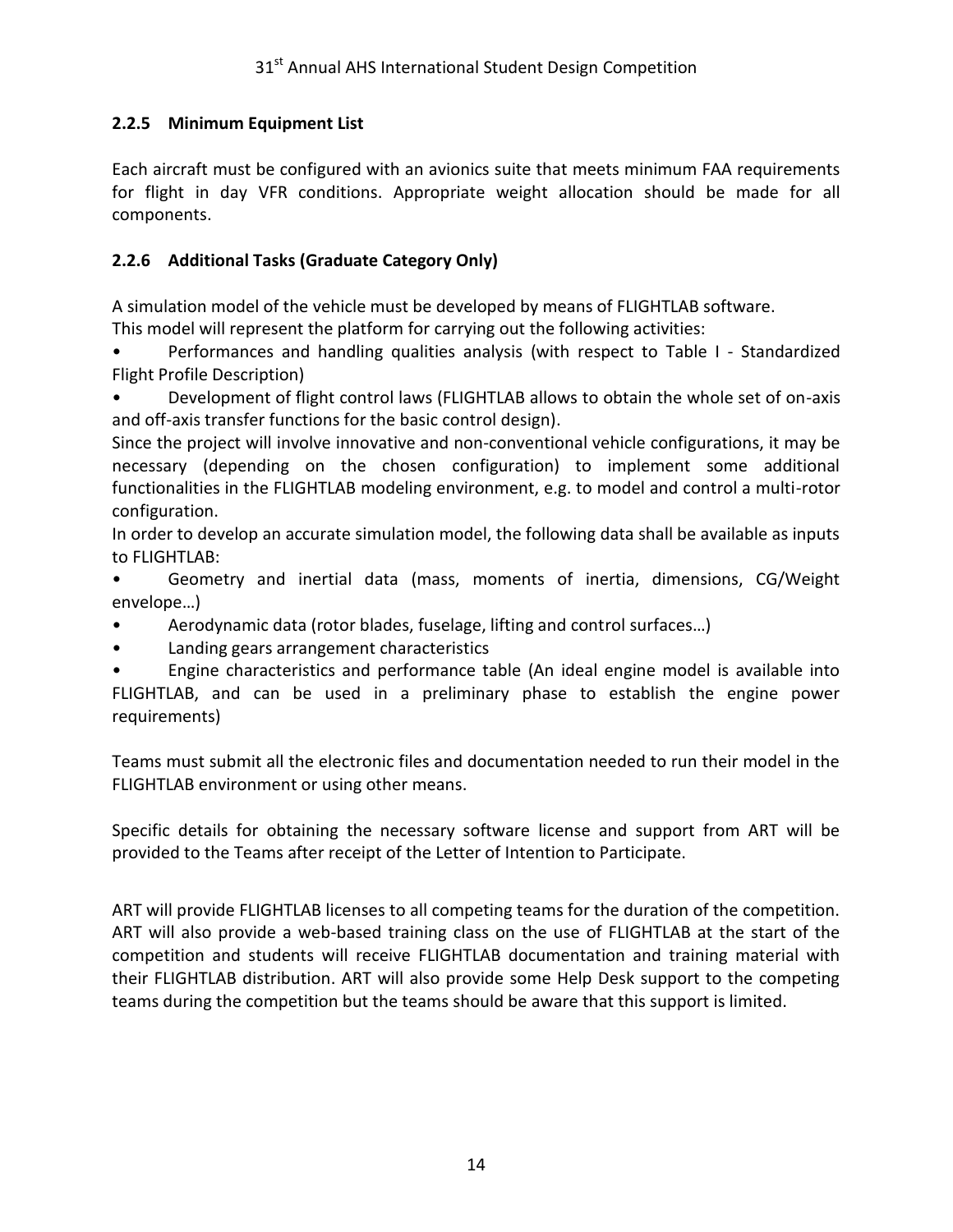### 2.2.5 Minimum Equipment List

Each aircraft must be configured with an avionics suite that meets minimum FAA requirements for flight in day VFR conditions. Appropriate weight allocation should be made for all components.

### 2.2.6 Additional Tasks (Graduate Category Only)

A simulation model of the vehicle must be developed by means of FLIGHTLAB software.
This model will represent the platform for carrying out the following activities:

- Performances and handling qualities analysis (with respect to Table I - Standardized Flight Profile Description)
- Development of flight control laws (FLIGHTLAB allows to obtain the whole set of on-axis and off-axis transfer functions for the basic control design).

Since the project will involve innovative and non-conventional vehicle configurations, it may be necessary (depending on the chosen configuration) to implement some additional functionalities in the FLIGHTLAB modeling environment, e.g. to model and control a multi-rotor configuration.
In order to develop an accurate simulation model, the following data shall be available as inputs to FLIGHTLAB:

- Geometry and inertial data (mass, moments of inertia, dimensions, CG/Weight envelope…)
- Aerodynamic data (rotor blades, fuselage, lifting and control surfaces…)
- Landing gears arrangement characteristics
- Engine characteristics and performance table (An ideal engine model is available into FLIGHTLAB, and can be used in a preliminary phase to establish the engine power requirements)

Teams must submit all the electronic files and documentation needed to run their model in the FLIGHTLAB environment or using other means.

Specific details for obtaining the necessary software license and support from ART will be provided to the Teams after receipt of the Letter of Intention to Participate.

ART will provide FLIGHTLAB licenses to all competing teams for the duration of the competition. ART will also provide a web-based training class on the use of FLIGHTLAB at the start of the competition and students will receive FLIGHTLAB documentation and training material with their FLIGHTLAB distribution. ART will also provide some Help Desk support to the competing teams during the competition but the teams should be aware that this support is limited.